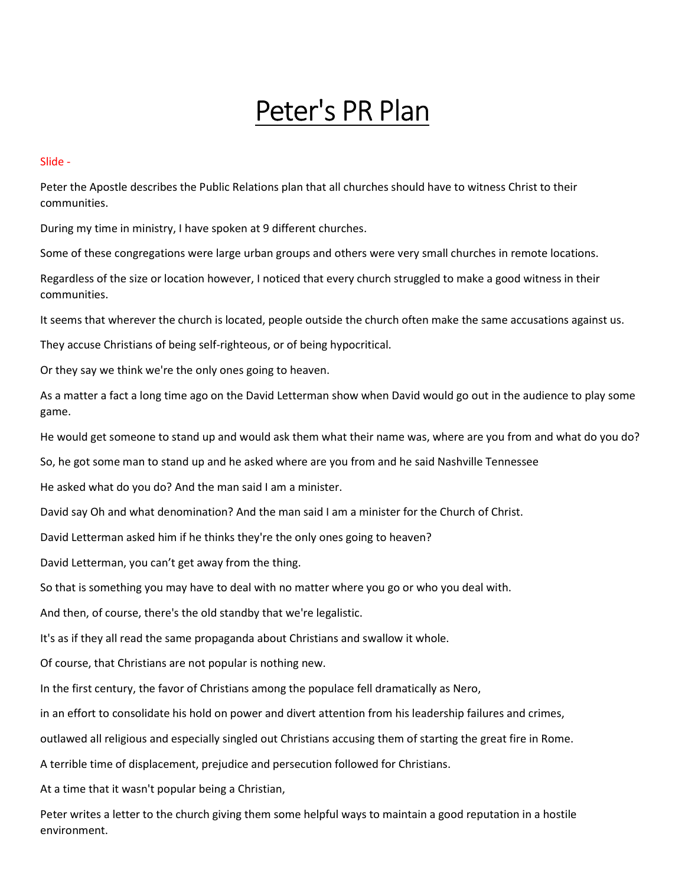# Peter's PR Plan

Slide -

Peter the Apostle describes the Public Relations plan that all churches should have to witness Christ to their communities.

During my time in ministry, I have spoken at 9 different churches.

Some of these congregations were large urban groups and others were very small churches in remote locations.

Regardless of the size or location however, I noticed that every church struggled to make a good witness in their communities.

It seems that wherever the church is located, people outside the church often make the same accusations against us.

They accuse Christians of being self-righteous, or of being hypocritical.

Or they say we think we're the only ones going to heaven.

As a matter a fact a long time ago on the David Letterman show when David would go out in the audience to play some game.

He would get someone to stand up and would ask them what their name was, where are you from and what do you do?

So, he got some man to stand up and he asked where are you from and he said Nashville Tennessee

He asked what do you do? And the man said I am a minister.

David say Oh and what denomination? And the man said I am a minister for the Church of Christ.

David Letterman asked him if he thinks they're the only ones going to heaven?

David Letterman, you can't get away from the thing.

So that is something you may have to deal with no matter where you go or who you deal with.

And then, of course, there's the old standby that we're legalistic.

It's as if they all read the same propaganda about Christians and swallow it whole.

Of course, that Christians are not popular is nothing new.

In the first century, the favor of Christians among the populace fell dramatically as Nero,

in an effort to consolidate his hold on power and divert attention from his leadership failures and crimes,

outlawed all religious and especially singled out Christians accusing them of starting the great fire in Rome.

A terrible time of displacement, prejudice and persecution followed for Christians.

At a time that it wasn't popular being a Christian,

Peter writes a letter to the church giving them some helpful ways to maintain a good reputation in a hostile environment.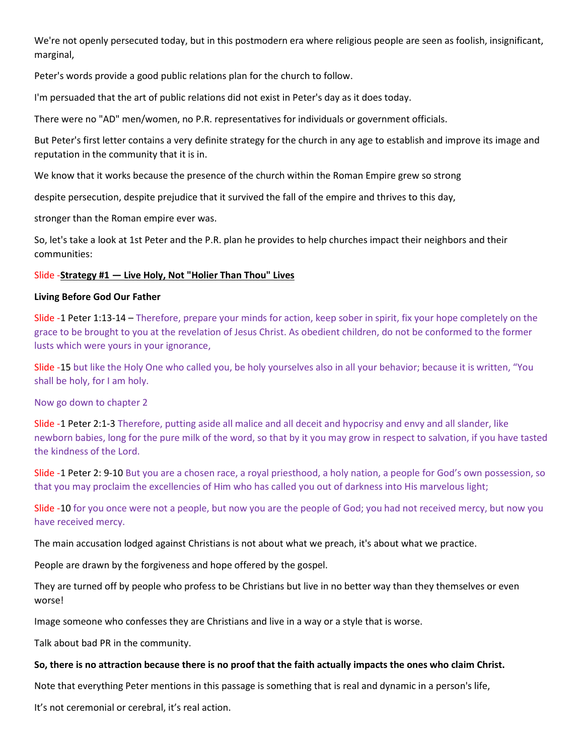We're not openly persecuted today, but in this postmodern era where religious people are seen as foolish, insignificant, marginal,

Peter's words provide a good public relations plan for the church to follow.

I'm persuaded that the art of public relations did not exist in Peter's day as it does today.

There were no "AD" men/women, no P.R. representatives for individuals or government officials.

But Peter's first letter contains a very definite strategy for the church in any age to establish and improve its image and reputation in the community that it is in.

We know that it works because the presence of the church within the Roman Empire grew so strong

despite persecution, despite prejudice that it survived the fall of the empire and thrives to this day,

stronger than the Roman empire ever was.

So, let's take a look at 1st Peter and the P.R. plan he provides to help churches impact their neighbors and their communities:

Slide -**Strategy #1 — Live Holy, Not "Holier Than Thou" Lives**

**Living Before God Our Father**

Slide -1 Peter 1:13-14 – Therefore, prepare your minds for action, keep sober in spirit, fix your hope completely on the grace to be brought to you at the revelation of Jesus Christ. As obedient children, do not be conformed to the former lusts which were yours in your ignorance,

Slide -15 but like the Holy One who called you, be holy yourselves also in all your behavior; because it is written, "You shall be holy, for I am holy.

Now go down to chapter 2

Slide -1 Peter 2:1-3 Therefore, putting aside all malice and all deceit and hypocrisy and envy and all slander, like newborn babies, long for the pure milk of the word, so that by it you may grow in respect to salvation, if you have tasted the kindness of the Lord.

Slide -1 Peter 2: 9-10 But you are a chosen race, a royal priesthood, a holy nation, a people for God's own possession, so that you may proclaim the excellencies of Him who has called you out of darkness into His marvelous light;

Slide -10 for you once were not a people, but now you are the people of God; you had not received mercy, but now you have received mercy.

The main accusation lodged against Christians is not about what we preach, it's about what we practice.

People are drawn by the forgiveness and hope offered by the gospel.

They are turned off by people who profess to be Christians but live in no better way than they themselves or even worse!

Image someone who confesses they are Christians and live in a way or a style that is worse.

Talk about bad PR in the community.

**So, there is no attraction because there is no proof that the faith actually impacts the ones who claim Christ.**

Note that everything Peter mentions in this passage is something that is real and dynamic in a person's life,

It's not ceremonial or cerebral, it's real action.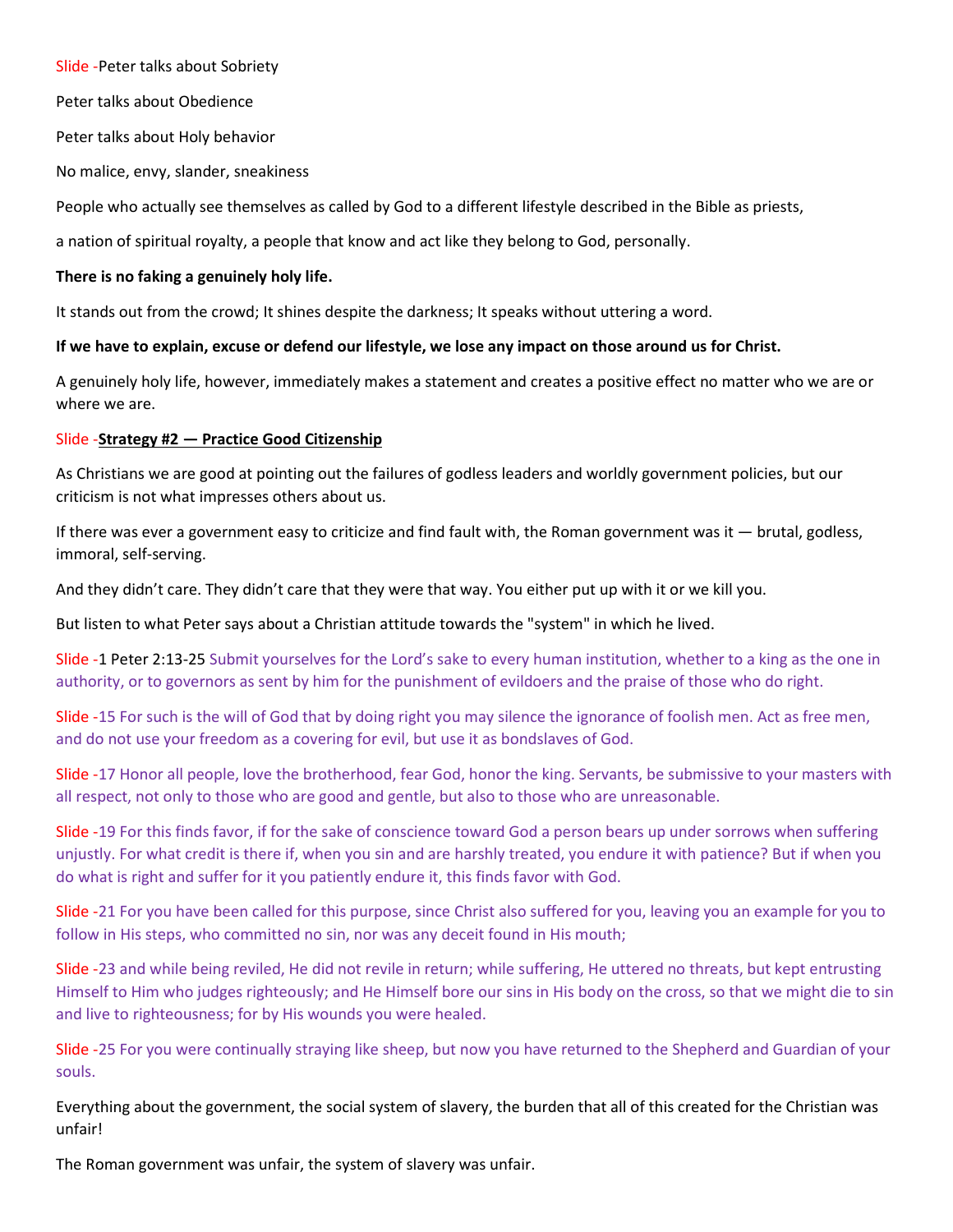Slide -Peter talks about Sobriety

Peter talks about Obedience

Peter talks about Holy behavior

No malice, envy, slander, sneakiness

People who actually see themselves as called by God to a different lifestyle described in the Bible as priests,

a nation of spiritual royalty, a people that know and act like they belong to God, personally.

**There is no faking a genuinely holy life.**

It stands out from the crowd; It shines despite the darkness; It speaks without uttering a word.

**If we have to explain, excuse or defend our lifestyle, we lose any impact on those around us for Christ.**

A genuinely holy life, however, immediately makes a statement and creates a positive effect no matter who we are or where we are.

Slide -**Strategy #2 — Practice Good Citizenship**

As Christians we are good at pointing out the failures of godless leaders and worldly government policies, but our criticism is not what impresses others about us.

If there was ever a government easy to criticize and find fault with, the Roman government was it — brutal, godless, immoral, self-serving.

And they didn't care. They didn't care that they were that way. You either put up with it or we kill you.

But listen to what Peter says about a Christian attitude towards the "system" in which he lived.

Slide -1 Peter 2:13-25 Submit yourselves for the Lord's sake to every human institution, whether to a king as the one in authority, or to governors as sent by him for the punishment of evildoers and the praise of those who do right.

Slide -15 For such is the will of God that by doing right you may silence the ignorance of foolish men. Act as free men, and do not use your freedom as a covering for evil, but use it as bondslaves of God.

Slide -17 Honor all people, love the brotherhood, fear God, honor the king. Servants, be submissive to your masters with all respect, not only to those who are good and gentle, but also to those who are unreasonable.

Slide -19 For this finds favor, if for the sake of conscience toward God a person bears up under sorrows when suffering unjustly. For what credit is there if, when you sin and are harshly treated, you endure it with patience? But if when you do what is right and suffer for it you patiently endure it, this finds favor with God.

Slide -21 For you have been called for this purpose, since Christ also suffered for you, leaving you an example for you to follow in His steps, who committed no sin, nor was any deceit found in His mouth;

Slide -23 and while being reviled, He did not revile in return; while suffering, He uttered no threats, but kept entrusting Himself to Him who judges righteously; and He Himself bore our sins in His body on the cross, so that we might die to sin and live to righteousness; for by His wounds you were healed.

Slide -25 For you were continually straying like sheep, but now you have returned to the Shepherd and Guardian of your souls.

Everything about the government, the social system of slavery, the burden that all of this created for the Christian was unfair!

The Roman government was unfair, the system of slavery was unfair.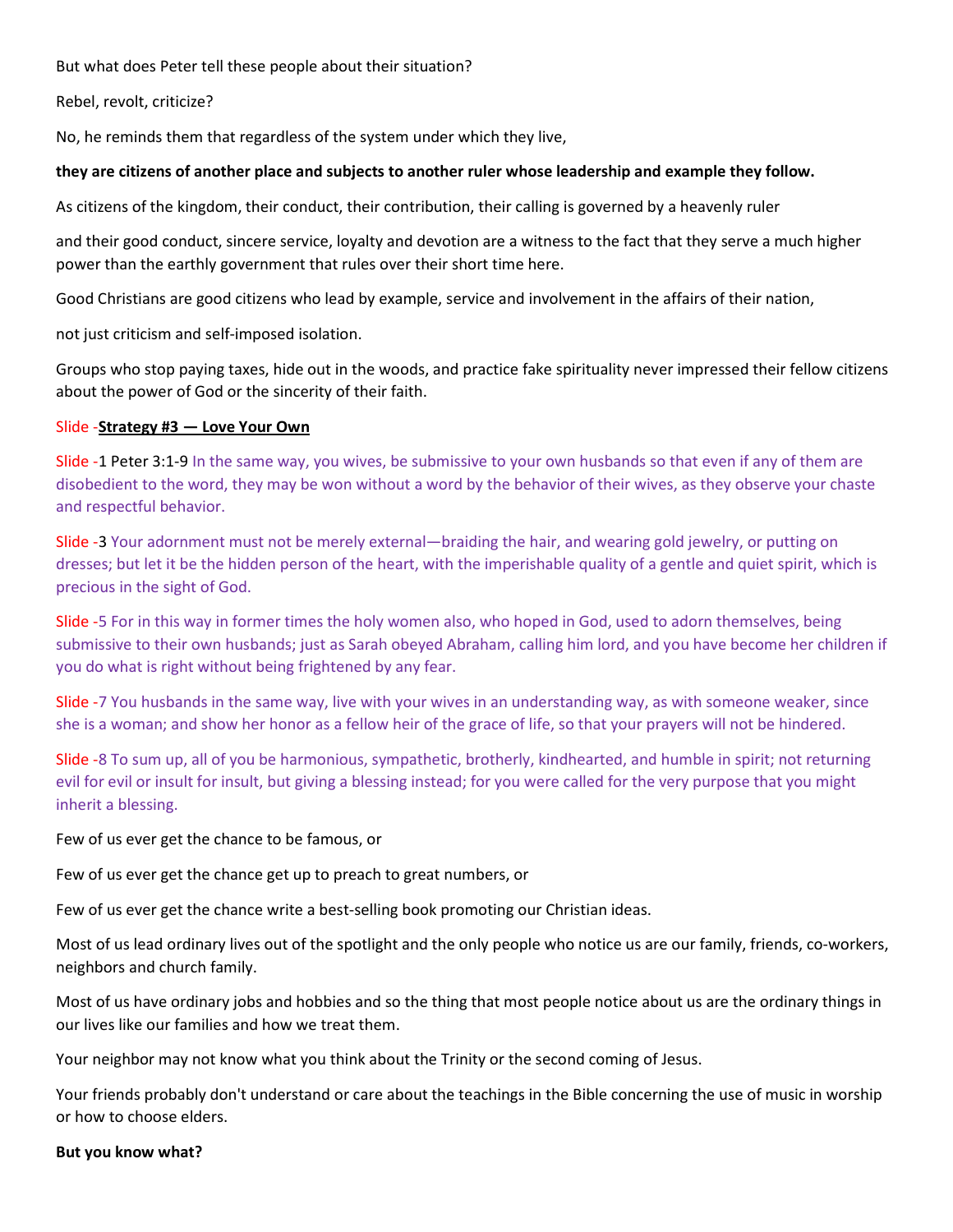But what does Peter tell these people about their situation?

Rebel, revolt, criticize?

No, he reminds them that regardless of the system under which they live,

**they are citizens of another place and subjects to another ruler whose leadership and example they follow.**

As citizens of the kingdom, their conduct, their contribution, their calling is governed by a heavenly ruler

and their good conduct, sincere service, loyalty and devotion are a witness to the fact that they serve a much higher power than the earthly government that rules over their short time here.

Good Christians are good citizens who lead by example, service and involvement in the affairs of their nation,

not just criticism and self-imposed isolation.

Groups who stop paying taxes, hide out in the woods, and practice fake spirituality never impressed their fellow citizens about the power of God or the sincerity of their faith.

Slide -**Strategy #3 — Love Your Own**

Slide -1 Peter 3:1-9 In the same way, you wives, be submissive to your own husbands so that even if any of them are disobedient to the word, they may be won without a word by the behavior of their wives, as they observe your chaste and respectful behavior.

Slide -3 Your adornment must not be merely external—braiding the hair, and wearing gold jewelry, or putting on dresses; but let it be the hidden person of the heart, with the imperishable quality of a gentle and quiet spirit, which is precious in the sight of God.

Slide -5 For in this way in former times the holy women also, who hoped in God, used to adorn themselves, being submissive to their own husbands; just as Sarah obeyed Abraham, calling him lord, and you have become her children if you do what is right without being frightened by any fear.

Slide -7 You husbands in the same way, live with your wives in an understanding way, as with someone weaker, since she is a woman; and show her honor as a fellow heir of the grace of life, so that your prayers will not be hindered.

Slide -8 To sum up, all of you be harmonious, sympathetic, brotherly, kindhearted, and humble in spirit; not returning evil for evil or insult for insult, but giving a blessing instead; for you were called for the very purpose that you might inherit a blessing.

Few of us ever get the chance to be famous, or

Few of us ever get the chance get up to preach to great numbers, or

Few of us ever get the chance write a best-selling book promoting our Christian ideas.

Most of us lead ordinary lives out of the spotlight and the only people who notice us are our family, friends, co-workers, neighbors and church family.

Most of us have ordinary jobs and hobbies and so the thing that most people notice about us are the ordinary things in our lives like our families and how we treat them.

Your neighbor may not know what you think about the Trinity or the second coming of Jesus.

Your friends probably don't understand or care about the teachings in the Bible concerning the use of music in worship or how to choose elders.

**But you know what?**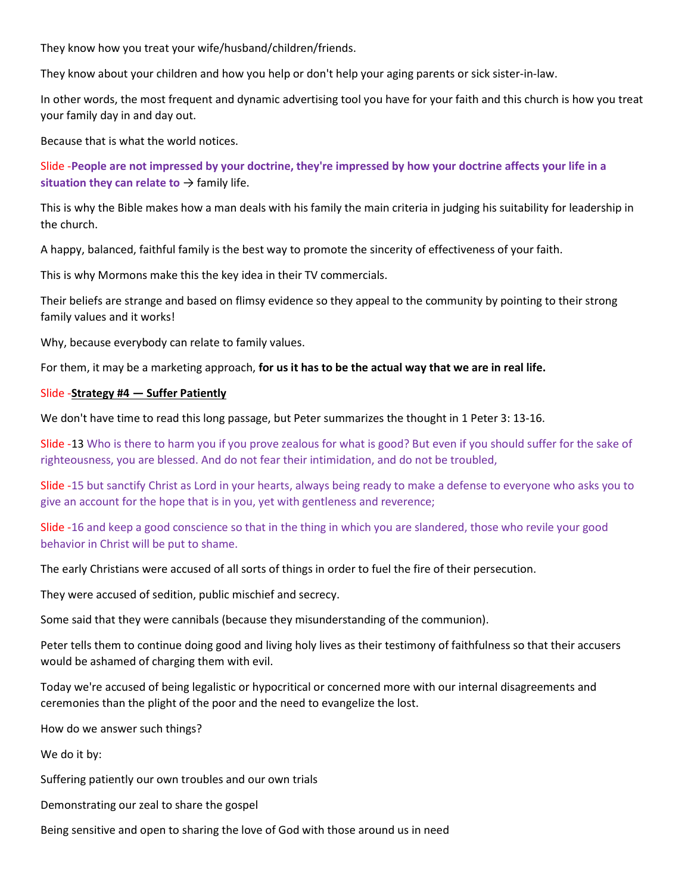They know how you treat your wife/husband/children/friends.

They know about your children and how you help or don't help your aging parents or sick sister-in-law.

In other words, the most frequent and dynamic advertising tool you have for your faith and this church is how you treat your family day in and day out.

Because that is what the world notices.

Slide -**People are not impressed by your doctrine, they're impressed by how your doctrine affects your life in a situation they can relate to** → family life.

This is why the Bible makes how a man deals with his family the main criteria in judging his suitability for leadership in the church.

A happy, balanced, faithful family is the best way to promote the sincerity of effectiveness of your faith.

This is why Mormons make this the key idea in their TV commercials.

Their beliefs are strange and based on flimsy evidence so they appeal to the community by pointing to their strong family values and it works!

Why, because everybody can relate to family values.

For them, it may be a marketing approach, **for us it has to be the actual way that we are in real life.**

Slide -**Strategy #4 — Suffer Patiently**

We don't have time to read this long passage, but Peter summarizes the thought in 1 Peter 3: 13-16.

Slide -13 Who is there to harm you if you prove zealous for what is good? But even if you should suffer for the sake of righteousness, you are blessed. And do not fear their intimidation, and do not be troubled,

Slide -15 but sanctify Christ as Lord in your hearts, always being ready to make a defense to everyone who asks you to give an account for the hope that is in you, yet with gentleness and reverence;

Slide -16 and keep a good conscience so that in the thing in which you are slandered, those who revile your good behavior in Christ will be put to shame.

The early Christians were accused of all sorts of things in order to fuel the fire of their persecution.

They were accused of sedition, public mischief and secrecy.

Some said that they were cannibals (because they misunderstanding of the communion).

Peter tells them to continue doing good and living holy lives as their testimony of faithfulness so that their accusers would be ashamed of charging them with evil.

Today we're accused of being legalistic or hypocritical or concerned more with our internal disagreements and ceremonies than the plight of the poor and the need to evangelize the lost.

How do we answer such things?

We do it by:

Suffering patiently our own troubles and our own trials

Demonstrating our zeal to share the gospel

Being sensitive and open to sharing the love of God with those around us in need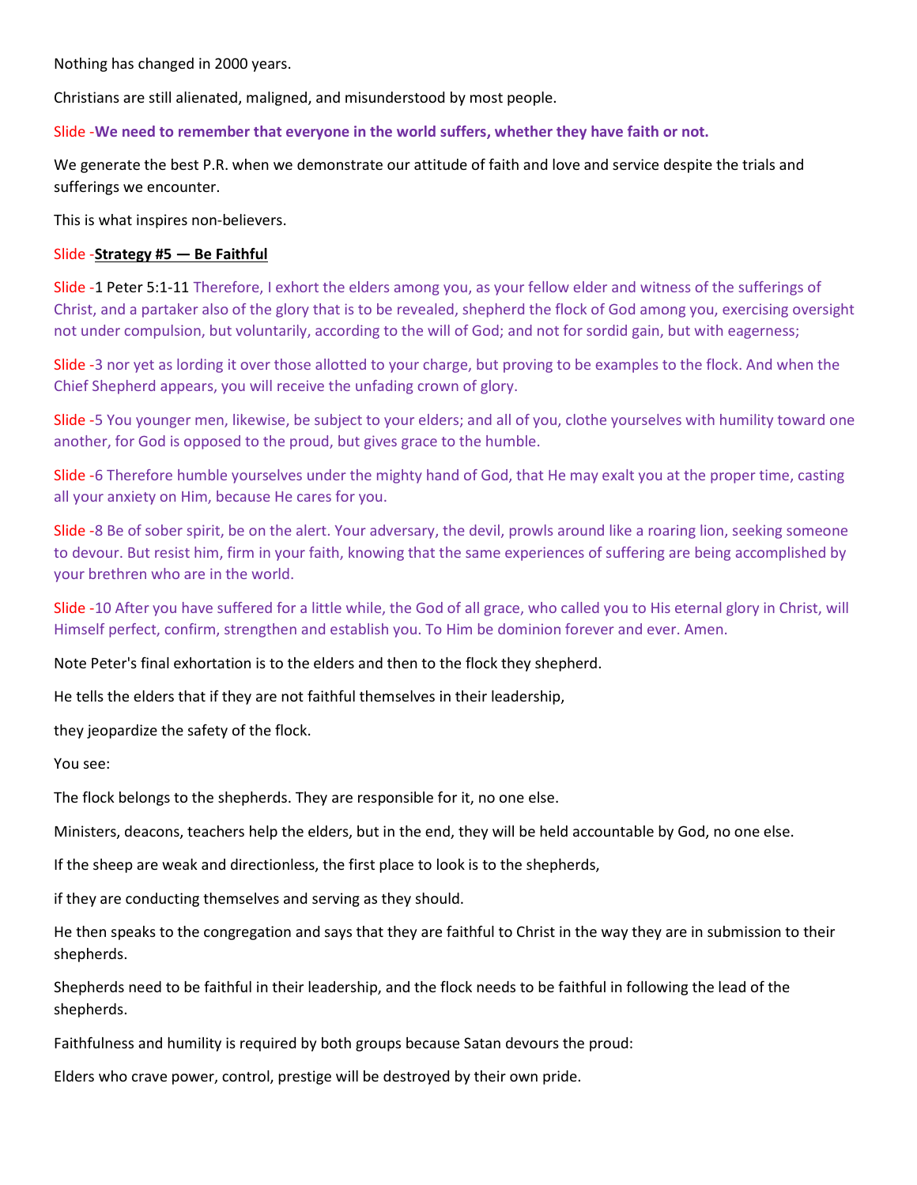Nothing has changed in 2000 years.

Christians are still alienated, maligned, and misunderstood by most people.

Slide -**We need to remember that everyone in the world suffers, whether they have faith or not.**

We generate the best P.R. when we demonstrate our attitude of faith and love and service despite the trials and sufferings we encounter.

This is what inspires non-believers.

Slide -**Strategy #5 — Be Faithful**

Slide -1 Peter 5:1-11 Therefore, I exhort the elders among you, as your fellow elder and witness of the sufferings of Christ, and a partaker also of the glory that is to be revealed, shepherd the flock of God among you, exercising oversight not under compulsion, but voluntarily, according to the will of God; and not for sordid gain, but with eagerness;

Slide -3 nor yet as lording it over those allotted to your charge, but proving to be examples to the flock. And when the Chief Shepherd appears, you will receive the unfading crown of glory.

Slide -5 You younger men, likewise, be subject to your elders; and all of you, clothe yourselves with humility toward one another, for God is opposed to the proud, but gives grace to the humble.

Slide -6 Therefore humble yourselves under the mighty hand of God, that He may exalt you at the proper time, casting all your anxiety on Him, because He cares for you.

Slide -8 Be of sober spirit, be on the alert. Your adversary, the devil, prowls around like a roaring lion, seeking someone to devour. But resist him, firm in your faith, knowing that the same experiences of suffering are being accomplished by your brethren who are in the world.

Slide -10 After you have suffered for a little while, the God of all grace, who called you to His eternal glory in Christ, will Himself perfect, confirm, strengthen and establish you. To Him be dominion forever and ever. Amen.

Note Peter's final exhortation is to the elders and then to the flock they shepherd.

He tells the elders that if they are not faithful themselves in their leadership,

they jeopardize the safety of the flock.

You see:

The flock belongs to the shepherds. They are responsible for it, no one else.

Ministers, deacons, teachers help the elders, but in the end, they will be held accountable by God, no one else.

If the sheep are weak and directionless, the first place to look is to the shepherds,

if they are conducting themselves and serving as they should.

He then speaks to the congregation and says that they are faithful to Christ in the way they are in submission to their shepherds.

Shepherds need to be faithful in their leadership, and the flock needs to be faithful in following the lead of the shepherds.

Faithfulness and humility is required by both groups because Satan devours the proud:

Elders who crave power, control, prestige will be destroyed by their own pride.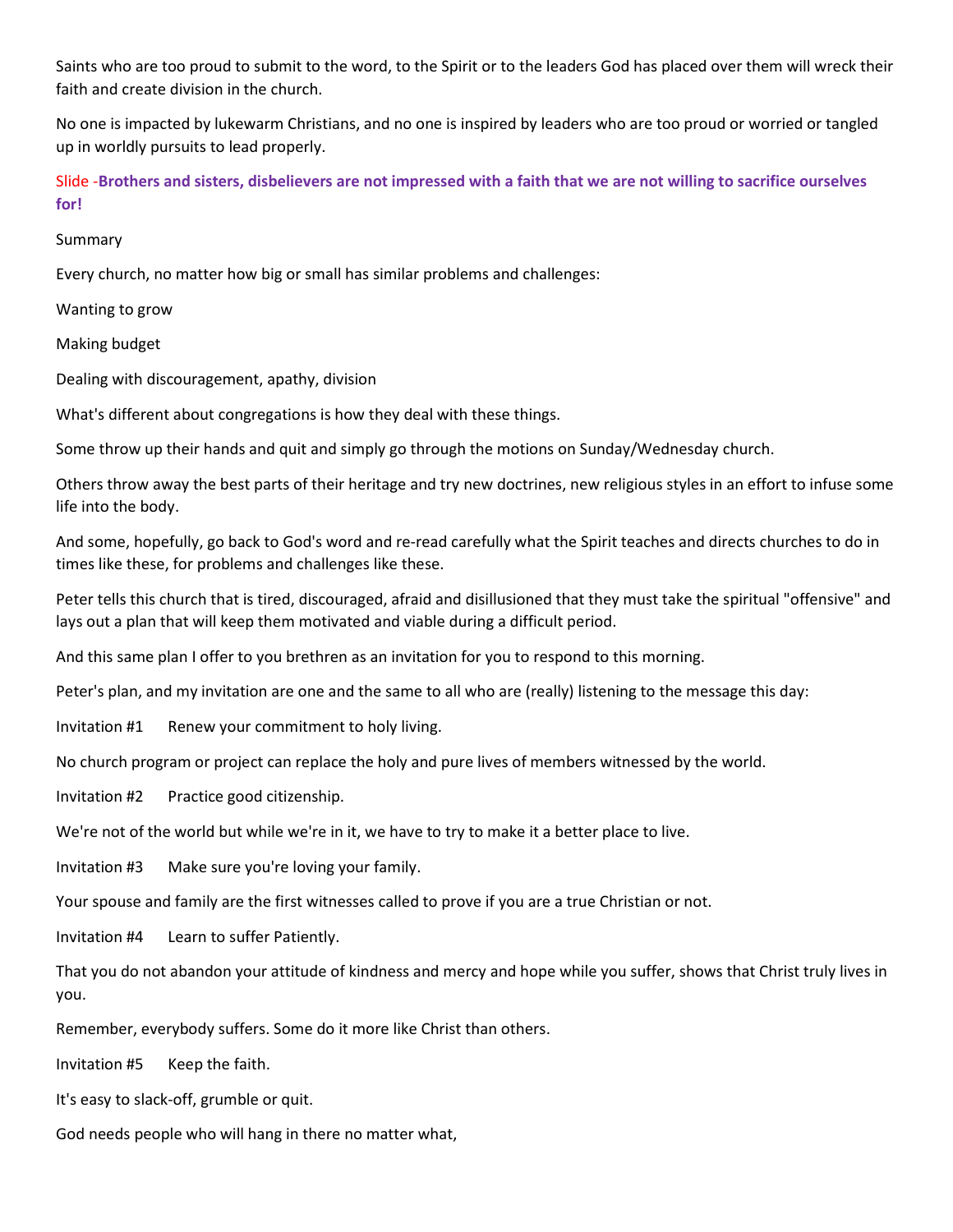Saints who are too proud to submit to the word, to the Spirit or to the leaders God has placed over them will wreck their faith and create division in the church.

No one is impacted by lukewarm Christians, and no one is inspired by leaders who are too proud or worried or tangled up in worldly pursuits to lead properly.

Slide -**Brothers and sisters, disbelievers are not impressed with a faith that we are not willing to sacrifice ourselves for!**

Summary

Every church, no matter how big or small has similar problems and challenges:

Wanting to grow

Making budget

Dealing with discouragement, apathy, division

What's different about congregations is how they deal with these things.

Some throw up their hands and quit and simply go through the motions on Sunday/Wednesday church.

Others throw away the best parts of their heritage and try new doctrines, new religious styles in an effort to infuse some life into the body.

And some, hopefully, go back to God's word and re-read carefully what the Spirit teaches and directs churches to do in times like these, for problems and challenges like these.

Peter tells this church that is tired, discouraged, afraid and disillusioned that they must take the spiritual "offensive" and lays out a plan that will keep them motivated and viable during a difficult period.

And this same plan I offer to you brethren as an invitation for you to respond to this morning.

Peter's plan, and my invitation are one and the same to all who are (really) listening to the message this day:

Invitation #1 Renew your commitment to holy living.

No church program or project can replace the holy and pure lives of members witnessed by the world.

Invitation #2 Practice good citizenship.

We're not of the world but while we're in it, we have to try to make it a better place to live.

Invitation #3 Make sure you're loving your family.

Your spouse and family are the first witnesses called to prove if you are a true Christian or not.

Invitation #4 Learn to suffer Patiently.

That you do not abandon your attitude of kindness and mercy and hope while you suffer, shows that Christ truly lives in you.

Remember, everybody suffers. Some do it more like Christ than others.

Invitation #5 Keep the faith.

It's easy to slack-off, grumble or quit.

God needs people who will hang in there no matter what,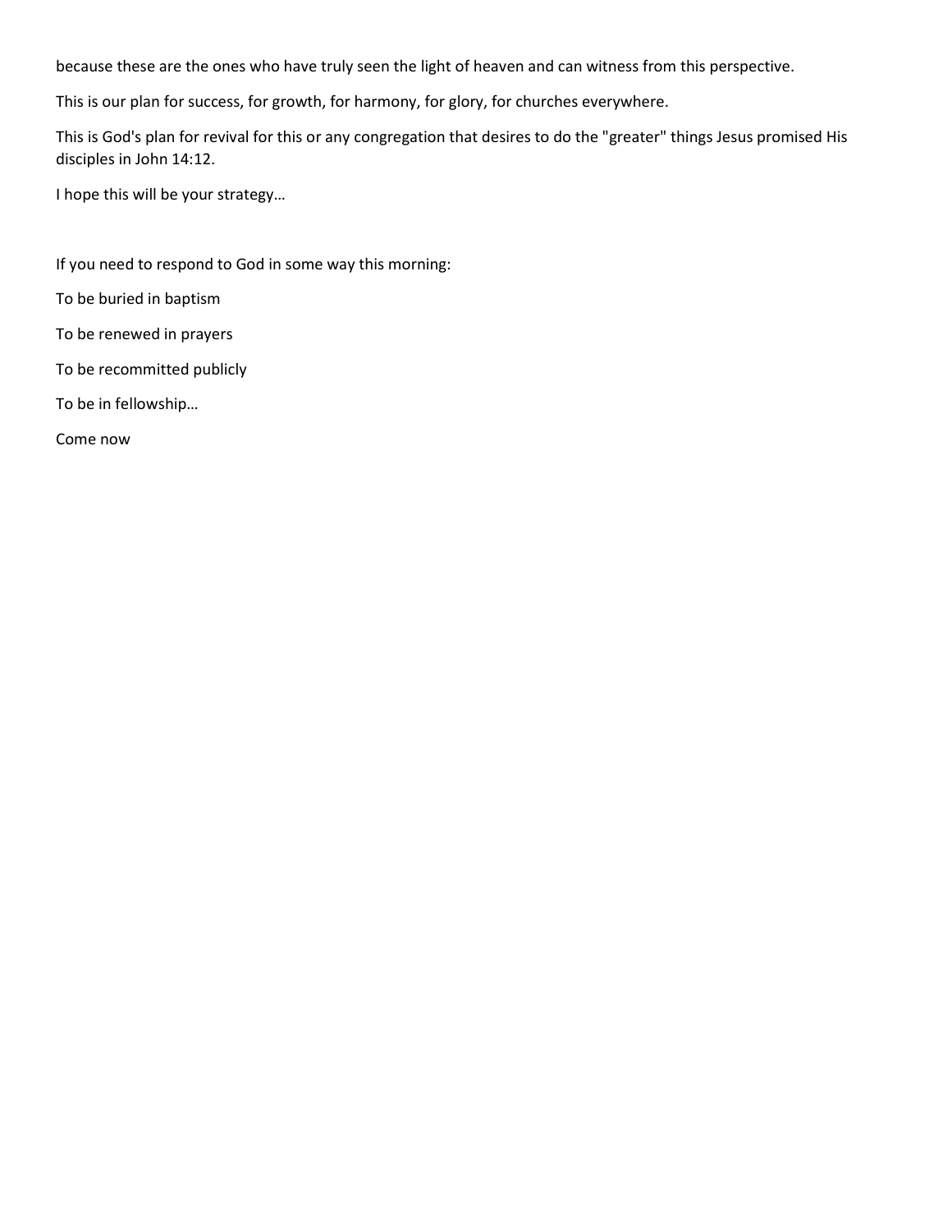because these are the ones who have truly seen the light of heaven and can witness from this perspective.

This is our plan for success, for growth, for harmony, for glory, for churches everywhere.

This is God's plan for revival for this or any congregation that desires to do the "greater" things Jesus promised His disciples in John 14:12.

I hope this will be your strategy…

If you need to respond to God in some way this morning:

To be buried in baptism

To be renewed in prayers

To be recommitted publicly

To be in fellowship…

Come now